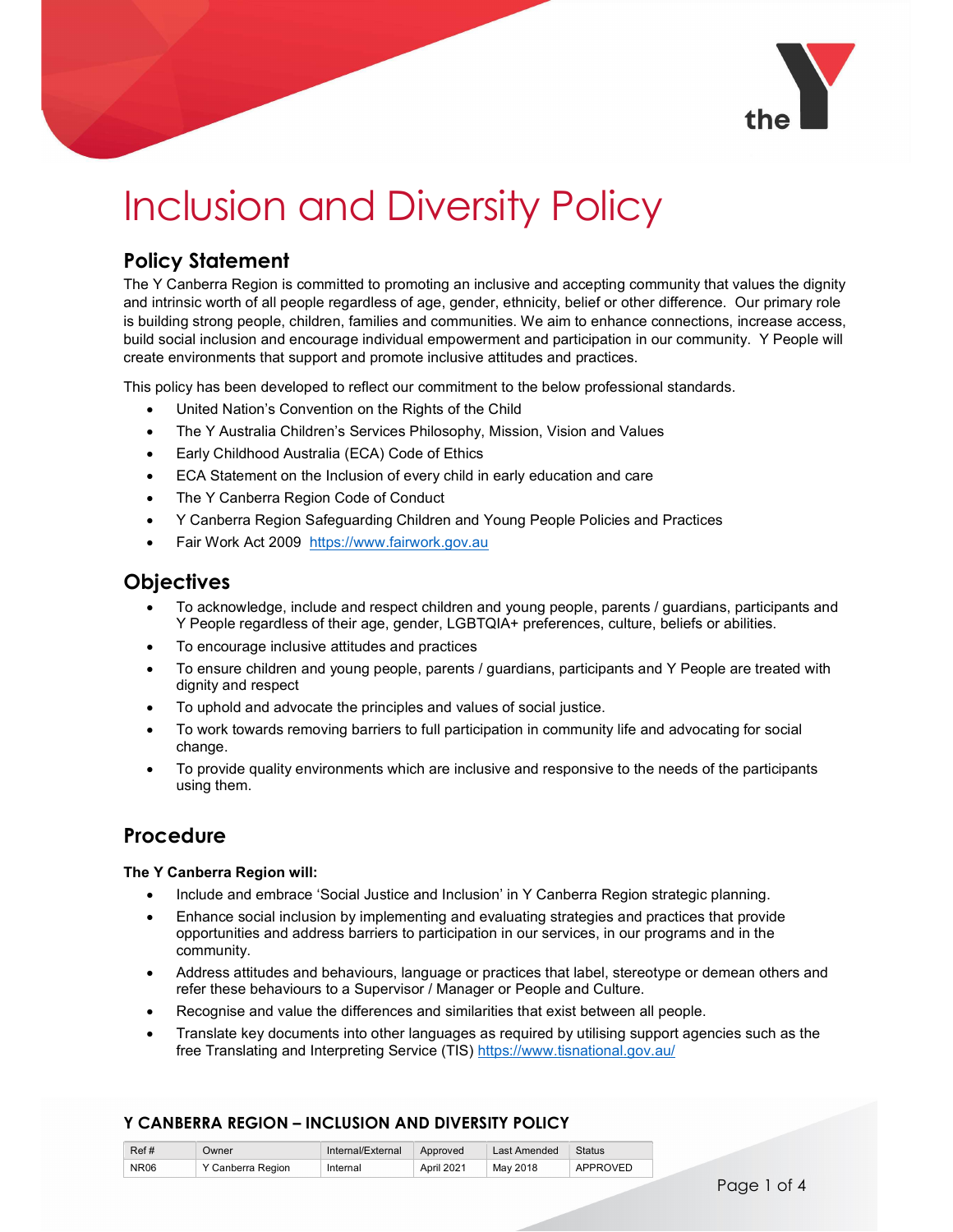# Inclusion and Diversity Policy

## Policy Statement

The Y Canberra Region is committed to promoting an inclusive and accepting community that values the dignity and intrinsic worth of all people regardless of age, gender, ethnicity, belief or other difference. Our primary role is building strong people, children, families and communities. We aim to enhance connections, increase access, build social inclusion and encourage individual empowerment and participation in our community. Y People will create environments that support and promote inclusive attitudes and practices.

This policy has been developed to reflect our commitment to the below professional standards.

- United Nation's Convention on the Rights of the Child
- The Y Australia Children's Services Philosophy, Mission, Vision and Values
- Early Childhood Australia (ECA) Code of Ethics
- ECA Statement on the Inclusion of every child in early education and care
- The Y Canberra Region Code of Conduct
- Y Canberra Region Safeguarding Children and Young People Policies and Practices
- Fair Work Act 2009 https://www.fairwork.gov.au

## Objectives

- To acknowledge, include and respect children and young people, parents / guardians, participants and Y People regardless of their age, gender, LGBTQIA+ preferences, culture, beliefs or abilities.
- To encourage inclusive attitudes and practices
- To ensure children and young people, parents / guardians, participants and Y People are treated with dignity and respect
- To uphold and advocate the principles and values of social justice.
- To work towards removing barriers to full participation in community life and advocating for social change.
- To provide quality environments which are inclusive and responsive to the needs of the participants using them.

## Procedure

**The Y Canberra Region will:**

- Include and embrace 'Social Justice and Inclusion' in Y Canberra Region strategic planning.
- Enhance social inclusion by implementing and evaluating strategies and practices that provide opportunities and address barriers to participation in our services, in our programs and in the community.
- Address attitudes and behaviours, language or practices that label, stereotype or demean others and refer these behaviours to a Supervisor / Manager or People and Culture.
- Recognise and value the differences and similarities that exist between all people.
- Translate key documents into other languages as required by utilising support agencies such as the free Translating and Interpreting Service (TIS) https://www.tisnational.gov.au/

**Y CANBERRA REGION – INCLUSION AND DIVERSITY POLICY**

| Ref # | Owner | Internal/External | Approved | Last Amended | Status |
|---|---|---|---|---|---|
| NR06 | Y Canberra Region | Internal | April 2021 | May 2018 | APPROVED |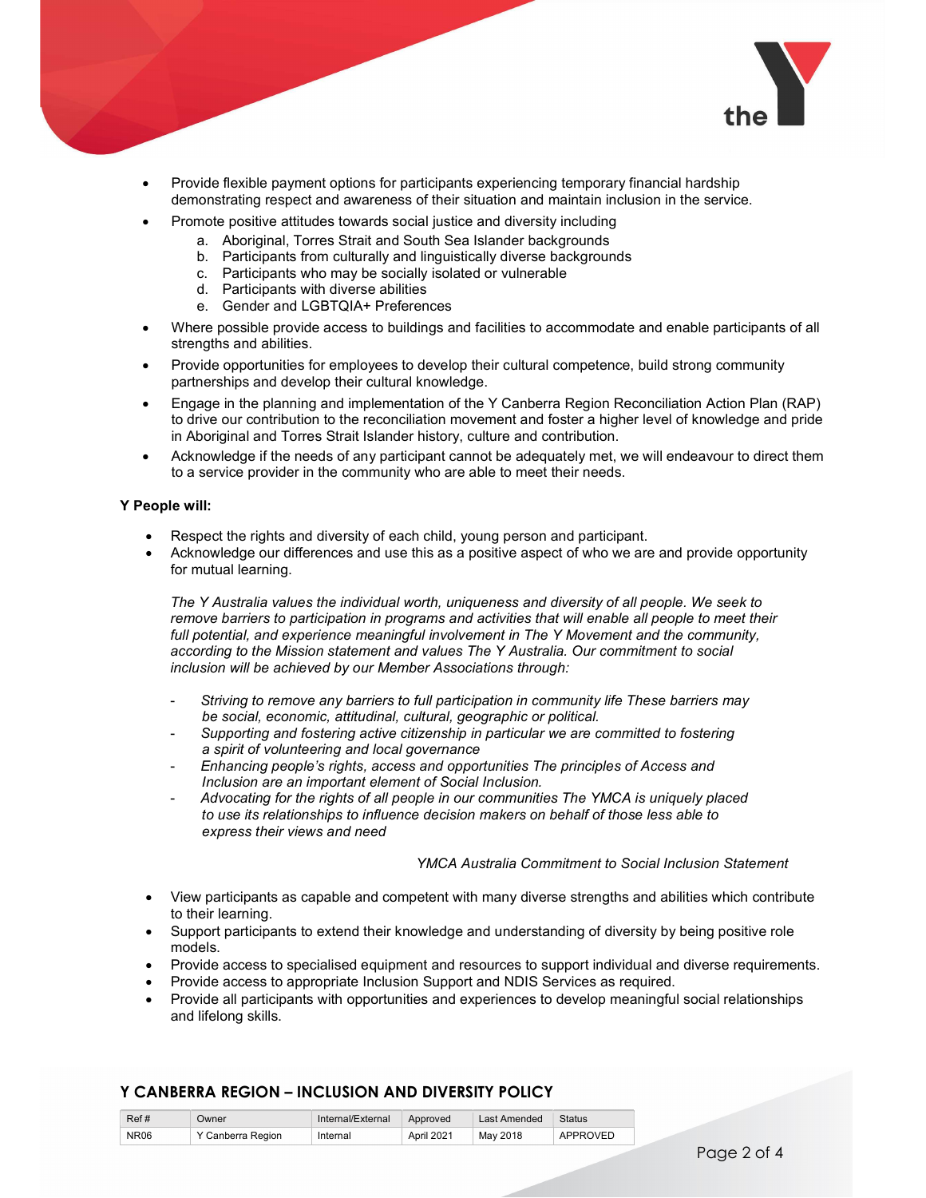- Provide flexible payment options for participants experiencing temporary financial hardship demonstrating respect and awareness of their situation and maintain inclusion in the service.
- Promote positive attitudes towards social justice and diversity including
    a. Aboriginal, Torres Strait and South Sea Islander backgrounds
    b. Participants from culturally and linguistically diverse backgrounds
    c. Participants who may be socially isolated or vulnerable
    d. Participants with diverse abilities
    e. Gender and LGBTQIA+ Preferences
- Where possible provide access to buildings and facilities to accommodate and enable participants of all strengths and abilities.
- Provide opportunities for employees to develop their cultural competence, build strong community partnerships and develop their cultural knowledge.
- Engage in the planning and implementation of the Y Canberra Region Reconciliation Action Plan (RAP) to drive our contribution to the reconciliation movement and foster a higher level of knowledge and pride in Aboriginal and Torres Strait Islander history, culture and contribution.
- Acknowledge if the needs of any participant cannot be adequately met, we will endeavour to direct them to a service provider in the community who are able to meet their needs.

**Y People will:**

- Respect the rights and diversity of each child, young person and participant.
- Acknowledge our differences and use this as a positive aspect of who we are and provide opportunity for mutual learning.

  *The Y Australia values the individual worth, uniqueness and diversity of all people. We seek to remove barriers to participation in programs and activities that will enable all people to meet their full potential, and experience meaningful involvement in The Y Movement and the community, according to the Mission statement and values The Y Australia. Our commitment to social inclusion will be achieved by our Member Associations through:*

  - *Striving to remove any barriers to full participation in community life These barriers may be social, economic, attitudinal, cultural, geographic or political.*
  - *Supporting and fostering active citizenship in particular we are committed to fostering a spirit of volunteering and local governance*
  - *Enhancing people's rights, access and opportunities The principles of Access and Inclusion are an important element of Social Inclusion.*
  - *Advocating for the rights of all people in our communities The YMCA is uniquely placed to use its relationships to influence decision makers on behalf of those less able to express their views and need*

  *YMCA Australia Commitment to Social Inclusion Statement*

- View participants as capable and competent with many diverse strengths and abilities which contribute to their learning.
- Support participants to extend their knowledge and understanding of diversity by being positive role models.
- Provide access to specialised equipment and resources to support individual and diverse requirements.
- Provide access to appropriate Inclusion Support and NDIS Services as required.
- Provide all participants with opportunities and experiences to develop meaningful social relationships and lifelong skills.

**Y CANBERRA REGION – INCLUSION AND DIVERSITY POLICY**

| Ref # | Owner | Internal/External | Approved | Last Amended | Status |
|---|---|---|---|---|---|
| NR06 | Y Canberra Region | Internal | April 2021 | May 2018 | APPROVED |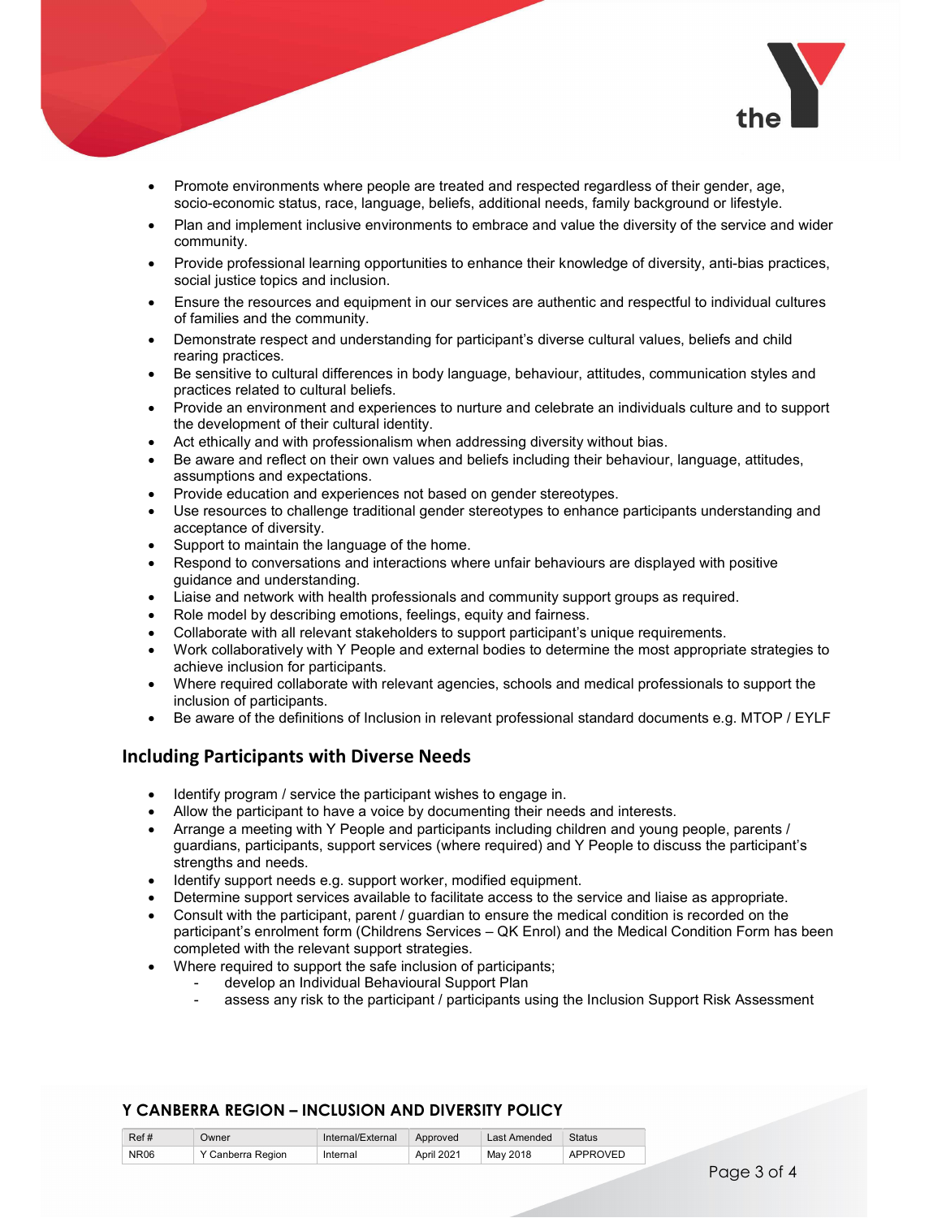- Promote environments where people are treated and respected regardless of their gender, age, socio-economic status, race, language, beliefs, additional needs, family background or lifestyle.
- Plan and implement inclusive environments to embrace and value the diversity of the service and wider community.
- Provide professional learning opportunities to enhance their knowledge of diversity, anti-bias practices, social justice topics and inclusion.
- Ensure the resources and equipment in our services are authentic and respectful to individual cultures of families and the community.
- Demonstrate respect and understanding for participant's diverse cultural values, beliefs and child rearing practices.
- Be sensitive to cultural differences in body language, behaviour, attitudes, communication styles and practices related to cultural beliefs.
- Provide an environment and experiences to nurture and celebrate an individuals culture and to support the development of their cultural identity.
- Act ethically and with professionalism when addressing diversity without bias.
- Be aware and reflect on their own values and beliefs including their behaviour, language, attitudes, assumptions and expectations.
- Provide education and experiences not based on gender stereotypes.
- Use resources to challenge traditional gender stereotypes to enhance participants understanding and acceptance of diversity.
- Support to maintain the language of the home.
- Respond to conversations and interactions where unfair behaviours are displayed with positive guidance and understanding.
- Liaise and network with health professionals and community support groups as required.
- Role model by describing emotions, feelings, equity and fairness.
- Collaborate with all relevant stakeholders to support participant's unique requirements.
- Work collaboratively with Y People and external bodies to determine the most appropriate strategies to achieve inclusion for participants.
- Where required collaborate with relevant agencies, schools and medical professionals to support the inclusion of participants.
- Be aware of the definitions of Inclusion in relevant professional standard documents e.g. MTOP / EYLF

## Including Participants with Diverse Needs

- Identify program / service the participant wishes to engage in.
- Allow the participant to have a voice by documenting their needs and interests.
- Arrange a meeting with Y People and participants including children and young people, parents / guardians, participants, support services (where required) and Y People to discuss the participant's strengths and needs.
- Identify support needs e.g. support worker, modified equipment.
- Determine support services available to facilitate access to the service and liaise as appropriate.
- Consult with the participant, parent / guardian to ensure the medical condition is recorded on the participant's enrolment form (Childrens Services – QK Enrol) and the Medical Condition Form has been completed with the relevant support strategies.
- Where required to support the safe inclusion of participants;
    - develop an Individual Behavioural Support Plan
    - assess any risk to the participant / participants using the Inclusion Support Risk Assessment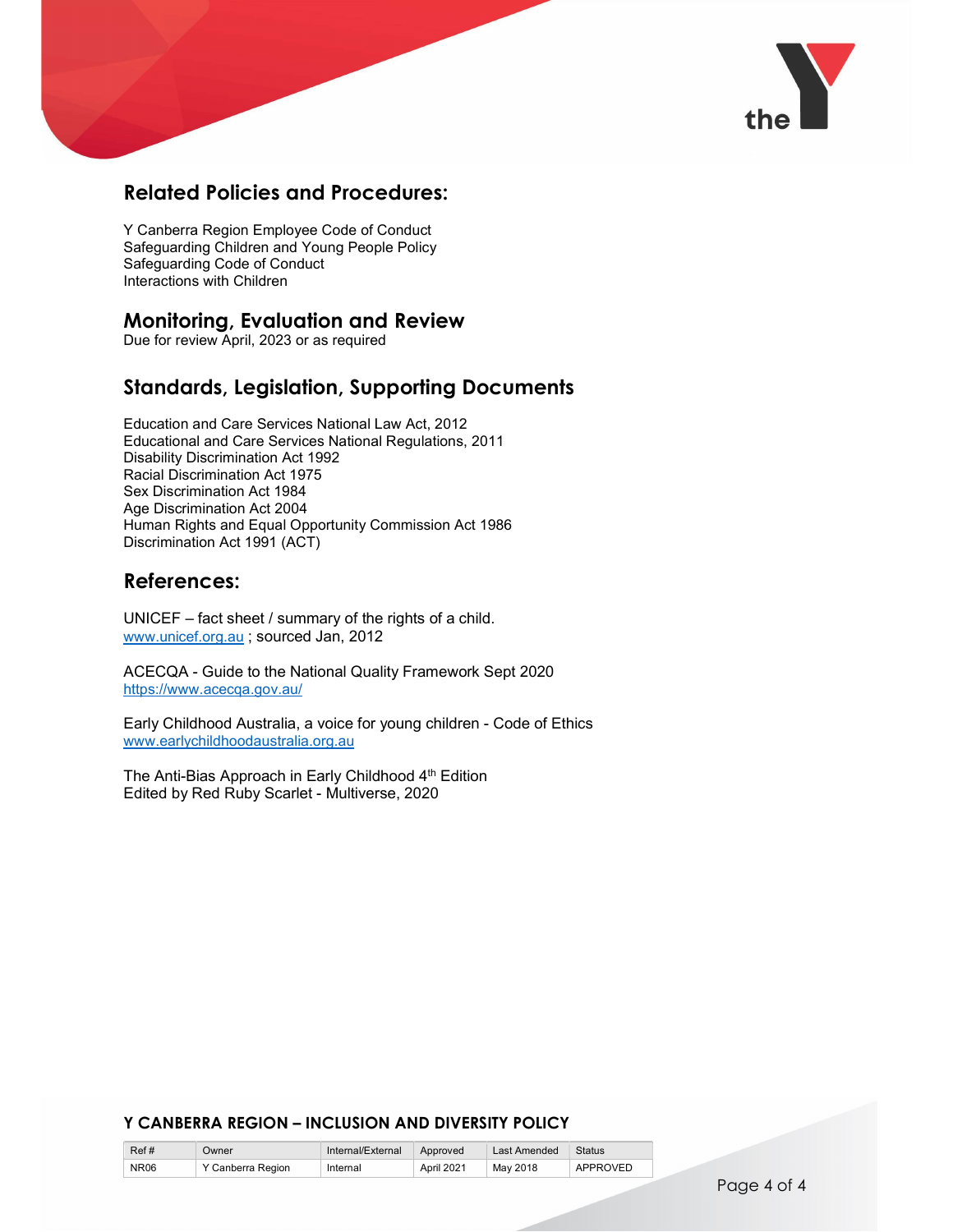## Related Policies and Procedures:

Y Canberra Region Employee Code of Conduct
Safeguarding Children and Young People Policy
Safeguarding Code of Conduct
Interactions with Children

## Monitoring, Evaluation and Review

Due for review April, 2023 or as required

## Standards, Legislation, Supporting Documents

Education and Care Services National Law Act, 2012
Educational and Care Services National Regulations, 2011
Disability Discrimination Act 1992
Racial Discrimination Act 1975
Sex Discrimination Act 1984
Age Discrimination Act 2004
Human Rights and Equal Opportunity Commission Act 1986
Discrimination Act 1991 (ACT)

## References:

UNICEF – fact sheet / summary of the rights of a child.
www.unicef.org.au ; sourced Jan, 2012

ACECQA - Guide to the National Quality Framework Sept 2020
https://www.acecqa.gov.au/

Early Childhood Australia, a voice for young children - Code of Ethics
www.earlychildhoodaustralia.org.au

The Anti-Bias Approach in Early Childhood 4th Edition
Edited by Red Ruby Scarlet - Multiverse, 2020